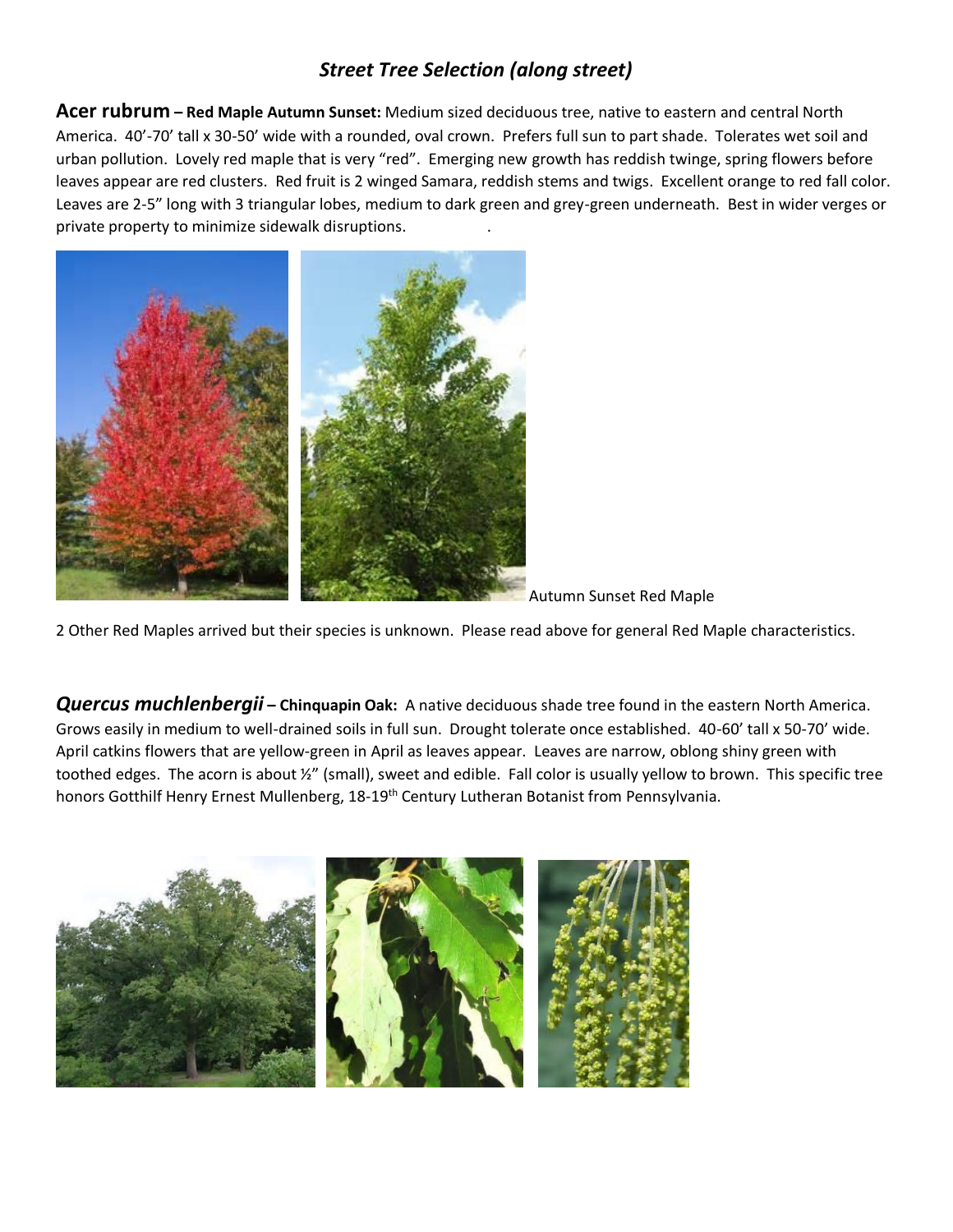## *Street Tree Selection (along street)*

**Acer rubrum – Red Maple Autumn Sunset:** Medium sized deciduous tree, native to eastern and central North America. 40'-70' tall x 30-50' wide with a rounded, oval crown. Prefers full sun to part shade. Tolerates wet soil and urban pollution. Lovely red maple that is very "red". Emerging new growth has reddish twinge, spring flowers before leaves appear are red clusters. Red fruit is 2 winged Samara, reddish stems and twigs. Excellent orange to red fall color. Leaves are 2-5" long with 3 triangular lobes, medium to dark green and grey-green underneath. Best in wider verges or private property to minimize sidewalk disruptions.

Autumn Sunset Red Maple

2 Other Red Maples arrived but their species is unknown. Please read above for general Red Maple characteristics.

***Quercus muchlenbergii* – Chinquapin Oak:** A native deciduous shade tree found in the eastern North America. Grows easily in medium to well-drained soils in full sun. Drought tolerate once established. 40-60' tall x 50-70' wide. April catkins flowers that are yellow-green in April as leaves appear. Leaves are narrow, oblong shiny green with toothed edges. The acorn is about ½" (small), sweet and edible. Fall color is usually yellow to brown. This specific tree honors Gotthilf Henry Ernest Mullenberg, 18-19th Century Lutheran Botanist from Pennsylvania.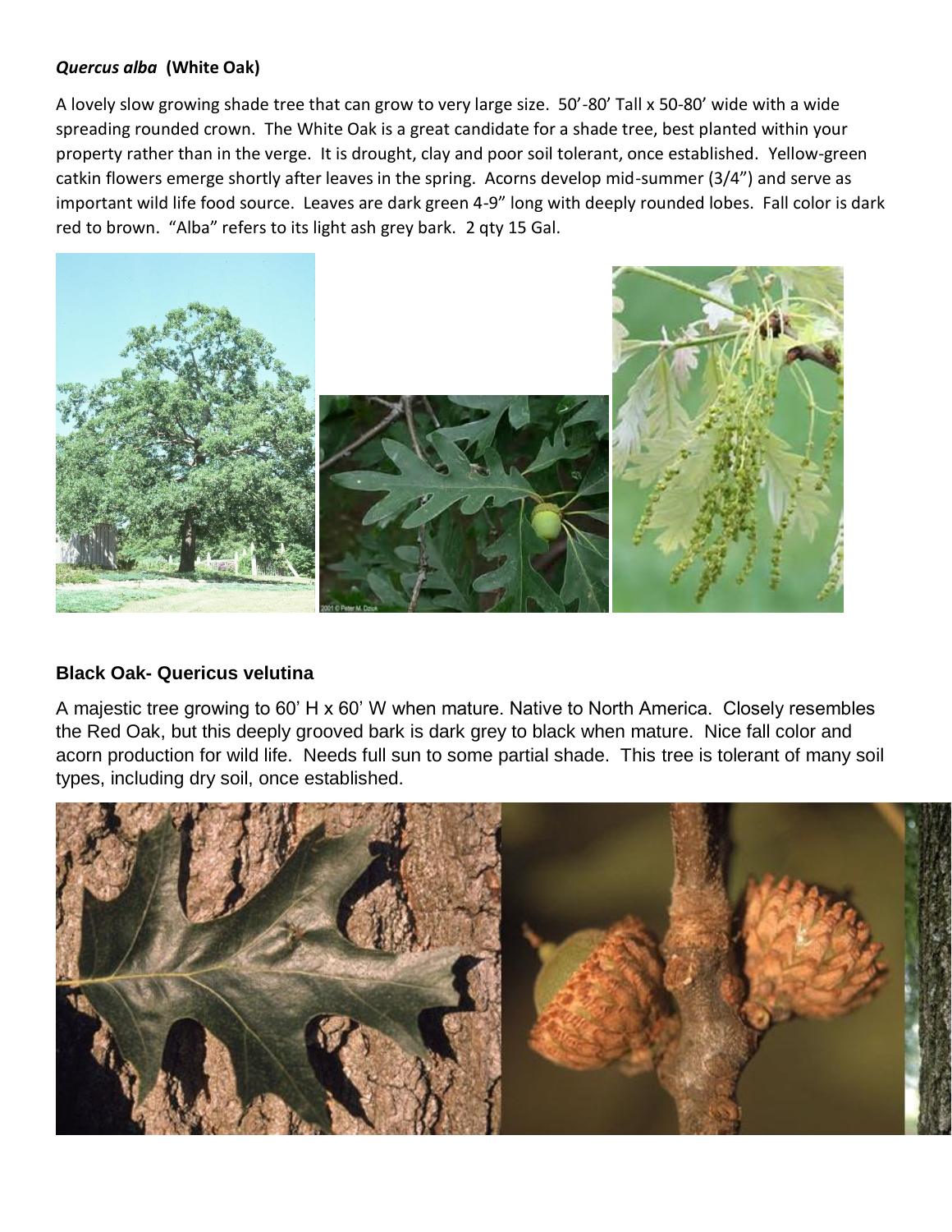***Quercus alba*** **(White Oak)**

A lovely slow growing shade tree that can grow to very large size.  50'-80' Tall x 50-80' wide with a wide spreading rounded crown.  The White Oak is a great candidate for a shade tree, best planted within your property rather than in the verge.  It is drought, clay and poor soil tolerant, once established.  Yellow-green catkin flowers emerge shortly after leaves in the spring.  Acorns develop mid-summer (3/4") and serve as important wild life food source.  Leaves are dark green 4-9" long with deeply rounded lobes.  Fall color is dark red to brown.  "Alba" refers to its light ash grey bark.  2 qty 15 Gal.

**Black Oak- Quericus velutina**

A majestic tree growing to 60' H x 60' W when mature. Native to North America.  Closely resembles the Red Oak, but this deeply grooved bark is dark grey to black when mature.  Nice fall color and acorn production for wild life.  Needs full sun to some partial shade.  This tree is tolerant of many soil types, including dry soil, once established.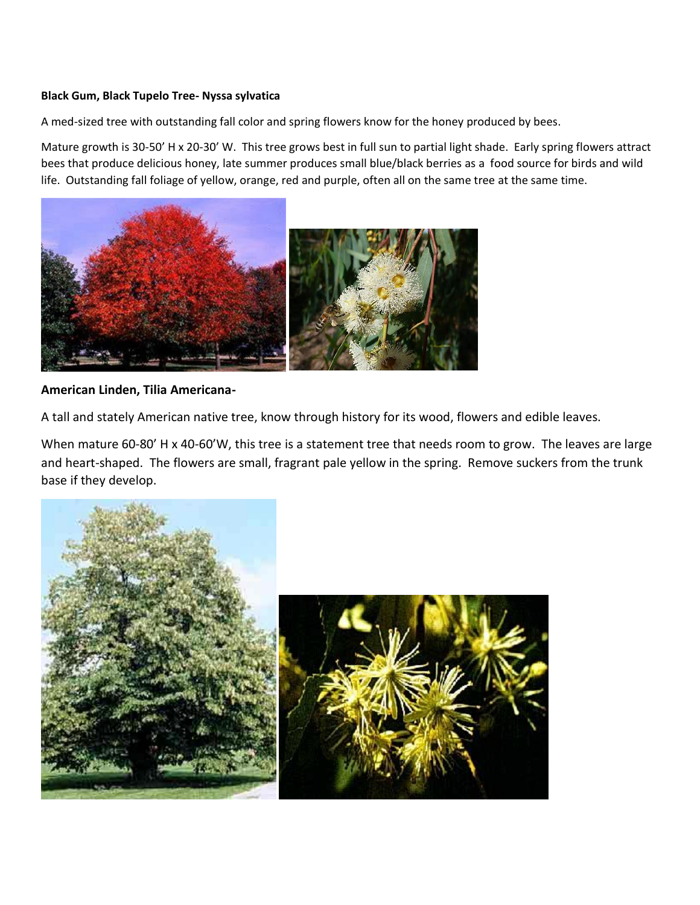**Black Gum, Black Tupelo Tree- Nyssa sylvatica**

A med-sized tree with outstanding fall color and spring flowers know for the honey produced by bees.

Mature growth is 30-50' H x 20-30' W. This tree grows best in full sun to partial light shade. Early spring flowers attract bees that produce delicious honey, late summer produces small blue/black berries as a food source for birds and wild life. Outstanding fall foliage of yellow, orange, red and purple, often all on the same tree at the same time.

**American Linden, Tilia Americana-**

A tall and stately American native tree, know through history for its wood, flowers and edible leaves.

When mature 60-80' H x 40-60'W, this tree is a statement tree that needs room to grow. The leaves are large and heart-shaped. The flowers are small, fragrant pale yellow in the spring. Remove suckers from the trunk base if they develop.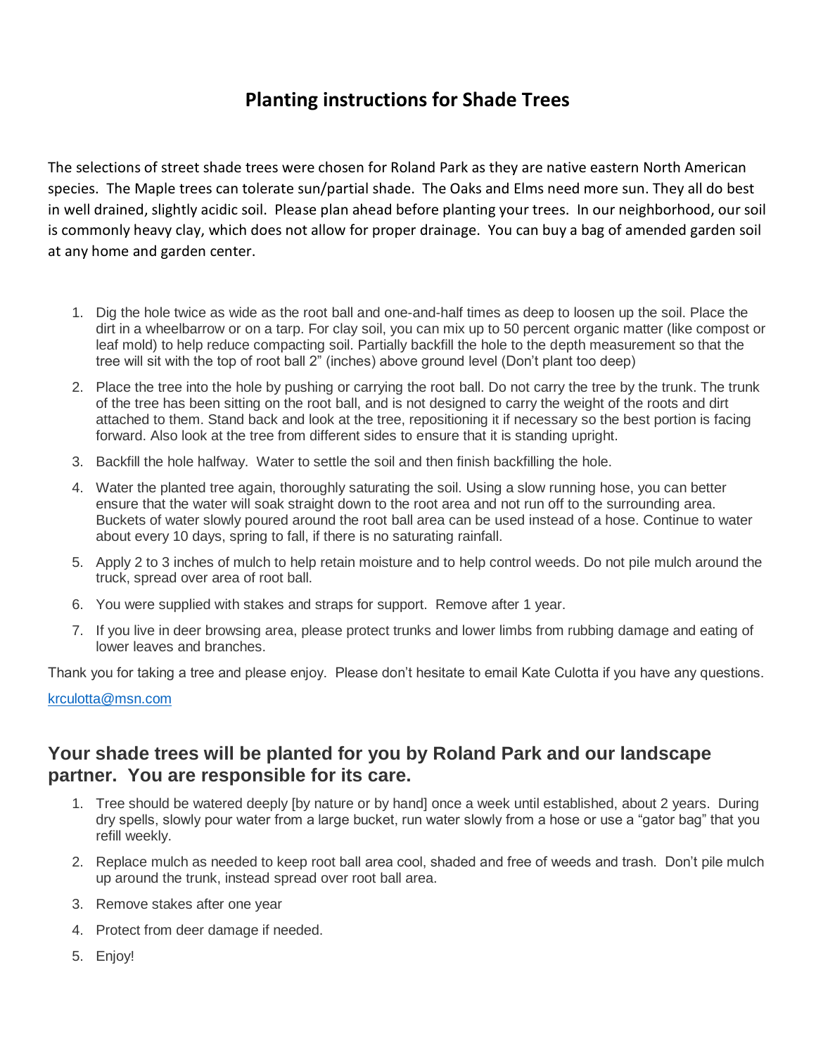# Planting instructions for Shade Trees

The selections of street shade trees were chosen for Roland Park as they are native eastern North American species. The Maple trees can tolerate sun/partial shade. The Oaks and Elms need more sun. They all do best in well drained, slightly acidic soil. Please plan ahead before planting your trees. In our neighborhood, our soil is commonly heavy clay, which does not allow for proper drainage. You can buy a bag of amended garden soil at any home and garden center.

1. Dig the hole twice as wide as the root ball and one-and-half times as deep to loosen up the soil. Place the dirt in a wheelbarrow or on a tarp. For clay soil, you can mix up to 50 percent organic matter (like compost or leaf mold) to help reduce compacting soil. Partially backfill the hole to the depth measurement so that the tree will sit with the top of root ball 2" (inches) above ground level (Don't plant too deep)
2. Place the tree into the hole by pushing or carrying the root ball. Do not carry the tree by the trunk. The trunk of the tree has been sitting on the root ball, and is not designed to carry the weight of the roots and dirt attached to them. Stand back and look at the tree, repositioning it if necessary so the best portion is facing forward. Also look at the tree from different sides to ensure that it is standing upright.
3. Backfill the hole halfway. Water to settle the soil and then finish backfilling the hole.
4. Water the planted tree again, thoroughly saturating the soil. Using a slow running hose, you can better ensure that the water will soak straight down to the root area and not run off to the surrounding area. Buckets of water slowly poured around the root ball area can be used instead of a hose. Continue to water about every 10 days, spring to fall, if there is no saturating rainfall.
5. Apply 2 to 3 inches of mulch to help retain moisture and to help control weeds. Do not pile mulch around the truck, spread over area of root ball.
6. You were supplied with stakes and straps for support. Remove after 1 year.
7. If you live in deer browsing area, please protect trunks and lower limbs from rubbing damage and eating of lower leaves and branches.

Thank you for taking a tree and please enjoy. Please don't hesitate to email Kate Culotta if you have any questions.

krculotta@msn.com

## Your shade trees will be planted for you by Roland Park and our landscape partner. You are responsible for its care.

1. Tree should be watered deeply [by nature or by hand] once a week until established, about 2 years. During dry spells, slowly pour water from a large bucket, run water slowly from a hose or use a "gator bag" that you refill weekly.
2. Replace mulch as needed to keep root ball area cool, shaded and free of weeds and trash. Don't pile mulch up around the trunk, instead spread over root ball area.
3. Remove stakes after one year
4. Protect from deer damage if needed.
5. Enjoy!